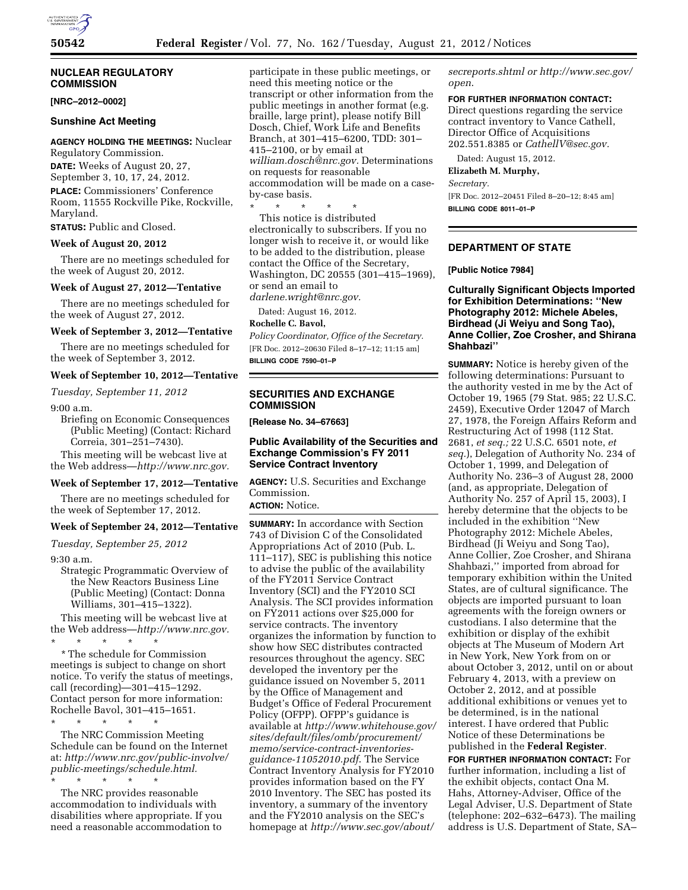## NUCLEAR REGULATORY COMMISSION

**[NRC–2012–0002]**

### Sunshine Act Meeting

**AGENCY HOLDING THE MEETINGS:** Nuclear Regulatory Commission.

**DATE:** Weeks of August 20, 27, September 3, 10, 17, 24, 2012.

**PLACE:** Commissioners' Conference Room, 11555 Rockville Pike, Rockville, Maryland.

**STATUS:** Public and Closed.

**Week of August 20, 2012**

There are no meetings scheduled for the week of August 20, 2012.

**Week of August 27, 2012—Tentative**

There are no meetings scheduled for the week of August 27, 2012.

**Week of September 3, 2012—Tentative**

There are no meetings scheduled for the week of September 3, 2012.

**Week of September 10, 2012—Tentative**

*Tuesday, September 11, 2012*

9:00 a.m.

Briefing on Economic Consequences (Public Meeting) (Contact: Richard Correia, 301–251–7430).

This meeting will be webcast live at the Web address—*http://www.nrc.gov.*

**Week of September 17, 2012—Tentative**

There are no meetings scheduled for the week of September 17, 2012.

**Week of September 24, 2012—Tentative**

*Tuesday, September 25, 2012*

9:30 a.m.

Strategic Programmatic Overview of the New Reactors Business Line (Public Meeting) (Contact: Donna Williams, 301–415–1322).

This meeting will be webcast live at the Web address—*http://www.nrc.gov.*

\* \* \* \* \*

\* The schedule for Commission meetings is subject to change on short notice. To verify the status of meetings, call (recording)—301–415–1292. Contact person for more information: Rochelle Bavol, 301–415–1651.

\* \* \* \* \*

The NRC Commission Meeting Schedule can be found on the Internet at: *http://www.nrc.gov/public-involve/public-meetings/schedule.html.*

\* \* \* \* \*

The NRC provides reasonable accommodation to individuals with disabilities where appropriate. If you need a reasonable accommodation to participate in these public meetings, or need this meeting notice or the transcript or other information from the public meetings in another format (e.g. braille, large print), please notify Bill Dosch, Chief, Work Life and Benefits Branch, at 301–415–6200, TDD: 301–415–2100, or by email at *william.dosch@nrc.gov.* Determinations on requests for reasonable accommodation will be made on a case-by-case basis.

\* \* \* \* \*

This notice is distributed electronically to subscribers. If you no longer wish to receive it, or would like to be added to the distribution, please contact the Office of the Secretary, Washington, DC 20555 (301–415–1969), or send an email to *darlene.wright@nrc.gov.*

Dated: August 16, 2012.

**Rochelle C. Bavol,**

*Policy Coordinator, Office of the Secretary.*

[FR Doc. 2012–20630 Filed 8–17–12; 11:15 am]

**BILLING CODE 7590–01–P**

## SECURITIES AND EXCHANGE COMMISSION

**[Release No. 34–67663]**

### Public Availability of the Securities and Exchange Commission's FY 2011 Service Contract Inventory

**AGENCY:** U.S. Securities and Exchange Commission.

**ACTION:** Notice.

**SUMMARY:** In accordance with Section 743 of Division C of the Consolidated Appropriations Act of 2010 (Pub. L. 111–117), SEC is publishing this notice to advise the public of the availability of the FY2011 Service Contract Inventory (SCI) and the FY2010 SCI Analysis. The SCI provides information on FY2011 actions over $25,000 for service contracts. The inventory organizes the information by function to show how SEC distributes contracted resources throughout the agency. SEC developed the inventory per the guidance issued on November 5, 2011 by the Office of Management and Budget's Office of Federal Procurement Policy (OFPP). OFPP's guidance is available at *http://www.whitehouse.gov/sites/default/files/omb/procurement/memo/service-contract-inventories-guidance-11052010.pdf*. The Service Contract Inventory Analysis for FY2010 provides information based on the FY 2010 Inventory. The SEC has posted its inventory, a summary of the inventory and the FY2010 analysis on the SEC's homepage at *http://www.sec.gov/about/secreports.shtml or http://www.sec.gov/open.*

**FOR FURTHER INFORMATION CONTACT:** Direct questions regarding the service contract inventory to Vance Cathell, Director Office of Acquisitions 202.551.8385 or *CathellV@sec.gov.*

Dated: August 15, 2012.

**Elizabeth M. Murphy,**

*Secretary.*

[FR Doc. 2012–20451 Filed 8–20–12; 8:45 am]

**BILLING CODE 8011–01–P**

## DEPARTMENT OF STATE

**[Public Notice 7984]**

### Culturally Significant Objects Imported for Exhibition Determinations: ''New Photography 2012: Michele Abeles, Birdhead (Ji Weiyu and Song Tao), Anne Collier, Zoe Crosher, and Shirana Shahbazi''

**SUMMARY:** Notice is hereby given of the following determinations: Pursuant to the authority vested in me by the Act of October 19, 1965 (79 Stat. 985; 22 U.S.C. 2459), Executive Order 12047 of March 27, 1978, the Foreign Affairs Reform and Restructuring Act of 1998 (112 Stat. 2681, *et seq.;* 22 U.S.C. 6501 note, *et seq.*), Delegation of Authority No. 234 of October 1, 1999, and Delegation of Authority No. 236–3 of August 28, 2000 (and, as appropriate, Delegation of Authority No. 257 of April 15, 2003), I hereby determine that the objects to be included in the exhibition ''New Photography 2012: Michele Abeles, Birdhead (Ji Weiyu and Song Tao), Anne Collier, Zoe Crosher, and Shirana Shahbazi,'' imported from abroad for temporary exhibition within the United States, are of cultural significance. The objects are imported pursuant to loan agreements with the foreign owners or custodians. I also determine that the exhibition or display of the exhibit objects at The Museum of Modern Art in New York, New York from on or about October 3, 2012, until on or about February 4, 2013, with a preview on October 2, 2012, and at possible additional exhibitions or venues yet to be determined, is in the national interest. I have ordered that Public Notice of these Determinations be published in the **Federal Register**.

**FOR FURTHER INFORMATION CONTACT:** For further information, including a list of the exhibit objects, contact Ona M. Hahs, Attorney-Adviser, Office of the Legal Adviser, U.S. Department of State (telephone: 202–632–6473). The mailing address is U.S. Department of State, SA–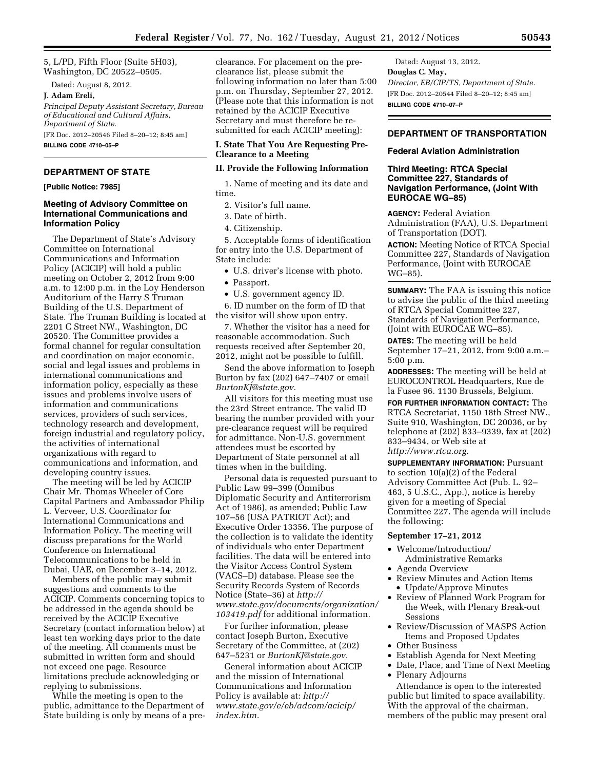5, L/PD, Fifth Floor (Suite 5H03), Washington, DC 20522–0505.

Dated: August 8, 2012.

**J. Adam Ereli,**

*Principal Deputy Assistant Secretary, Bureau of Educational and Cultural Affairs, Department of State.*

[FR Doc. 2012–20546 Filed 8–20–12; 8:45 am]

**BILLING CODE 4710–05–P**

## DEPARTMENT OF STATE

**[Public Notice: 7985]**

### Meeting of Advisory Committee on International Communications and Information Policy

The Department of State's Advisory Committee on International Communications and Information Policy (ACICIP) will hold a public meeting on October 2, 2012 from 9:00 a.m. to 12:00 p.m. in the Loy Henderson Auditorium of the Harry S Truman Building of the U.S. Department of State. The Truman Building is located at 2201 C Street NW., Washington, DC 20520. The Committee provides a formal channel for regular consultation and coordination on major economic, social and legal issues and problems in international communications and information policy, especially as these issues and problems involve users of information and communications services, providers of such services, technology research and development, foreign industrial and regulatory policy, the activities of international organizations with regard to communications and information, and developing country issues.

The meeting will be led by ACICIP Chair Mr. Thomas Wheeler of Core Capital Partners and Ambassador Philip L. Verveer, U.S. Coordinator for International Communications and Information Policy. The meeting will discuss preparations for the World Conference on International Telecommunications to be held in Dubai, UAE, on December 3–14, 2012.

Members of the public may submit suggestions and comments to the ACICIP. Comments concerning topics to be addressed in the agenda should be received by the ACICIP Executive Secretary (contact information below) at least ten working days prior to the date of the meeting. All comments must be submitted in written form and should not exceed one page. Resource limitations preclude acknowledging or replying to submissions.

While the meeting is open to the public, admittance to the Department of State building is only by means of a pre-clearance. For placement on the pre-clearance list, please submit the following information no later than 5:00 p.m. on Thursday, September 27, 2012. (Please note that this information is not retained by the ACICIP Executive Secretary and must therefore be re-submitted for each ACICIP meeting):

**I. State That You Are Requesting Pre-Clearance to a Meeting**

**II. Provide the Following Information**

1. Name of meeting and its date and time.
2. Visitor's full name.
3. Date of birth.
4. Citizenship.
5. Acceptable forms of identification for entry into the U.S. Department of State include:
   - U.S. driver's license with photo.
   - Passport.
   - U.S. government agency ID.
6. ID number on the form of ID that the visitor will show upon entry.
7. Whether the visitor has a need for reasonable accommodation. Such requests received after September 20, 2012, might not be possible to fulfill.

Send the above information to Joseph Burton by fax (202) 647–7407 or email *BurtonKJ@state.gov.*

All visitors for this meeting must use the 23rd Street entrance. The valid ID bearing the number provided with your pre-clearance request will be required for admittance. Non-U.S. government attendees must be escorted by Department of State personnel at all times when in the building.

Personal data is requested pursuant to Public Law 99–399 (Omnibus Diplomatic Security and Antiterrorism Act of 1986), as amended; Public Law 107–56 (USA PATRIOT Act); and Executive Order 13356. The purpose of the collection is to validate the identity of individuals who enter Department facilities. The data will be entered into the Visitor Access Control System (VACS–D) database. Please see the Security Records System of Records Notice (State–36) at *http://www.state.gov/documents/organization/103419.pdf* for additional information.

For further information, please contact Joseph Burton, Executive Secretary of the Committee, at (202) 647–5231 or *BurtonKJ@state.gov.*

General information about ACICIP and the mission of International Communications and Information Policy is available at: *http://www.state.gov/e/eb/adcom/acicip/index.htm.*

Dated: August 13, 2012.

**Douglas C. May,**

*Director, EB/CIP/TS, Department of State.*

[FR Doc. 2012–20544 Filed 8–20–12; 8:45 am]

**BILLING CODE 4710–07–P**

## DEPARTMENT OF TRANSPORTATION

### Federal Aviation Administration

### Third Meeting: RTCA Special Committee 227, Standards of Navigation Performance, (Joint With EUROCAE WG–85)

**AGENCY:** Federal Aviation Administration (FAA), U.S. Department of Transportation (DOT).

**ACTION:** Meeting Notice of RTCA Special Committee 227, Standards of Navigation Performance, (Joint with EUROCAE WG–85).

**SUMMARY:** The FAA is issuing this notice to advise the public of the third meeting of RTCA Special Committee 227, Standards of Navigation Performance, (Joint with EUROCAE WG–85).

**DATES:** The meeting will be held September 17–21, 2012, from 9:00 a.m.–5:00 p.m.

**ADDRESSES:** The meeting will be held at EUROCONTROL Headquarters, Rue de la Fusee 96. 1130 Brussels, Belgium.

**FOR FURTHER INFORMATION CONTACT:** The RTCA Secretariat, 1150 18th Street NW., Suite 910, Washington, DC 20036, or by telephone at (202) 833–9339, fax at (202) 833–9434, or Web site at *http://www.rtca.org.*

**SUPPLEMENTARY INFORMATION:** Pursuant to section 10(a)(2) of the Federal Advisory Committee Act (Pub. L. 92–463, 5 U.S.C., App.), notice is hereby given for a meeting of Special Committee 227. The agenda will include the following:

**September 17–21, 2012**

- Welcome/Introduction/Administrative Remarks
- Agenda Overview
- Review Minutes and Action Items
  - Update/Approve Minutes
- Review of Planned Work Program for the Week, with Plenary Break-out Sessions
- Review/Discussion of MASPS Action Items and Proposed Updates
- Other Business
- Establish Agenda for Next Meeting
- Date, Place, and Time of Next Meeting
- Plenary Adjourns

Attendance is open to the interested public but limited to space availability. With the approval of the chairman, members of the public may present oral